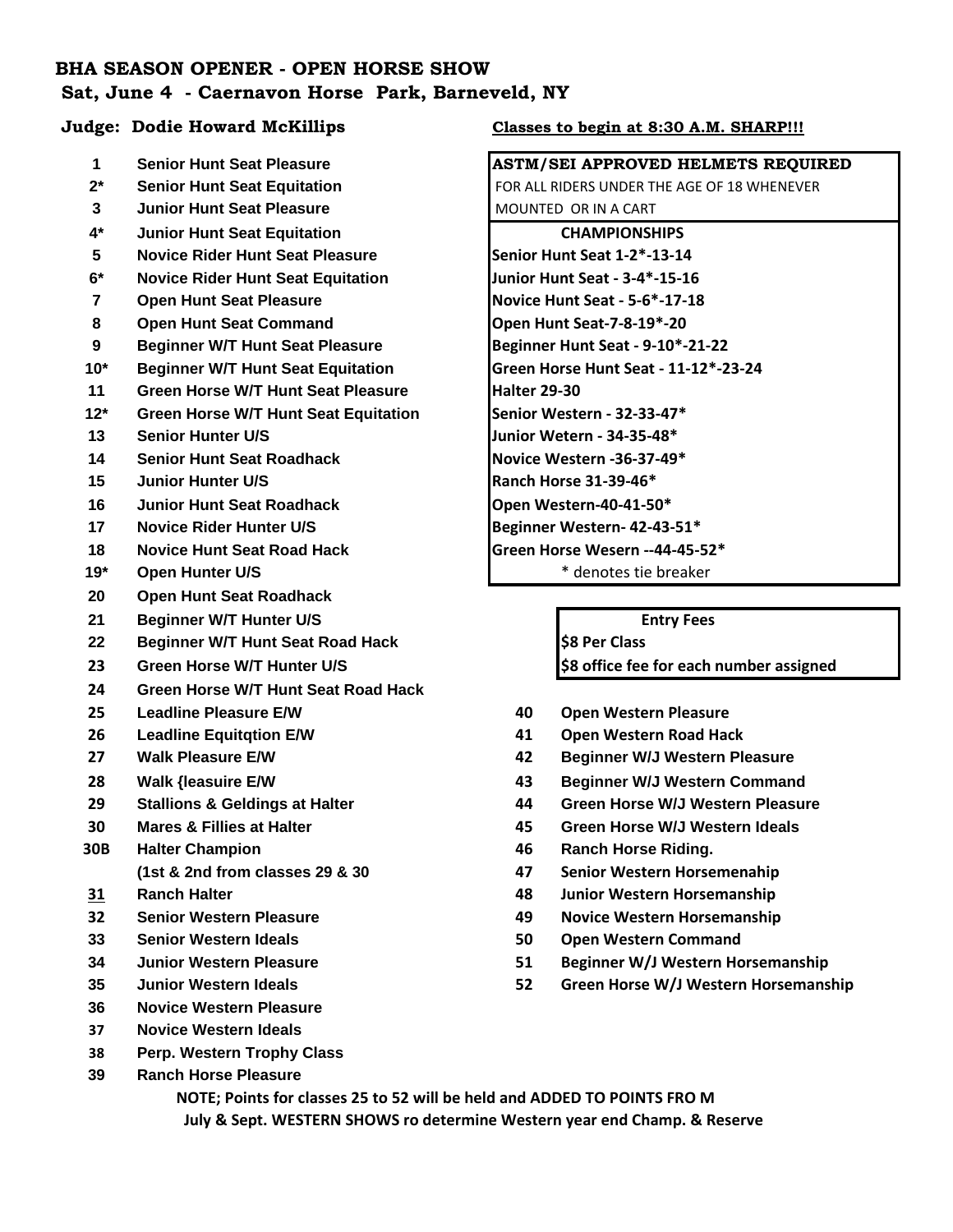# BHA SEASON OPENER - OPEN HORSE SHOW

## Sat, June 4 - Caernavon Horse Park, Barneveld, NY

**Judge: Dodie Howard McKillips**

**Classes to begin at 8:30 A.M. SHARP!!!**

1 Senior Hunt Seat Pleasure
2* Senior Hunt Seat Equitation
3 Junior Hunt Seat Pleasure
4* Junior Hunt Seat Equitation
5 Novice Rider Hunt Seat Pleasure
6* Novice Rider Hunt Seat Equitation
7 Open Hunt Seat Pleasure
8 Open Hunt Seat Command
9 Beginner W/T Hunt Seat Pleasure
10* Beginner W/T Hunt Seat Equitation
11 Green Horse W/T Hunt Seat Pleasure
12* Green Horse W/T Hunt Seat Equitation
13 Senior Hunter U/S
14 Senior Hunt Seat Roadhack
15 Junior Hunter U/S
16 Junior Hunt Seat Roadhack
17 Novice Rider Hunter U/S
18 Novice Hunt Seat Road Hack
19* Open Hunter U/S
20 Open Hunt Seat Roadhack
21 Beginner W/T Hunter U/S
22 Beginner W/T Hunt Seat Road Hack
23 Green Horse W/T Hunter U/S
24 Green Horse W/T Hunt Seat Road Hack
25 Leadline Pleasure E/W
26 Leadline Equitqtion E/W
27 Walk Pleasure E/W
28 Walk {leasuire E/W
29 Stallions & Geldings at Halter
30 Mares & Fillies at Halter
30B Halter Champion
(1st & 2nd from classes 29 & 30
31 Ranch Halter
32 Senior Western Pleasure
33 Senior Western Ideals
34 Junior Western Pleasure
35 Junior Western Ideals
36 Novice Western Pleasure
37 Novice Western Ideals
38 Perp. Western Trophy Class
39 Ranch Horse Pleasure
40 Open Western Pleasure
41 Open Western Road Hack
42 Beginner W/J Western Pleasure
43 Beginner W/J Western Command
44 Green Horse W/J Western Pleasure
45 Green Horse W/J Western Ideals
46 Ranch Horse Riding.
47 Senior Western Horsemenahip
48 Junior Western Horsemanship
49 Novice Western Horsemanship
50 Open Western Command
51 Beginner W/J Western Horsemanship
52 Green Horse W/J Western Horsemanship

**ASTM/SEI APPROVED HELMETS REQUIRED** FOR ALL RIDERS UNDER THE AGE OF 18 WHENEVER MOUNTED OR IN A CART

**CHAMPIONSHIPS**

- Senior Hunt Seat 1-2*-13-14
- Junior Hunt Seat - 3-4*-15-16
- Novice Hunt Seat - 5-6*-17-18
- Open Hunt Seat-7-8-19*-20
- Beginner Hunt Seat - 9-10*-21-22
- Green Horse Hunt Seat - 11-12*-23-24
- Halter 29-30
- Senior Western - 32-33-47*
- Junior Wetern - 34-35-48*
- Novice Western -36-37-49*
- Ranch Horse 31-39-46*
- Open Western-40-41-50*
- Beginner Western- 42-43-51*
- Green Horse Wesern --44-45-52*

\* denotes tie breaker

**Entry Fees**

- $8 Per Class
- $8 office fee for each number assigned

**NOTE; Points for classes 25 to 52 will be held and ADDED TO POINTS FRO M July & Sept. WESTERN SHOWS ro determine Western year end Champ. & Reserve**